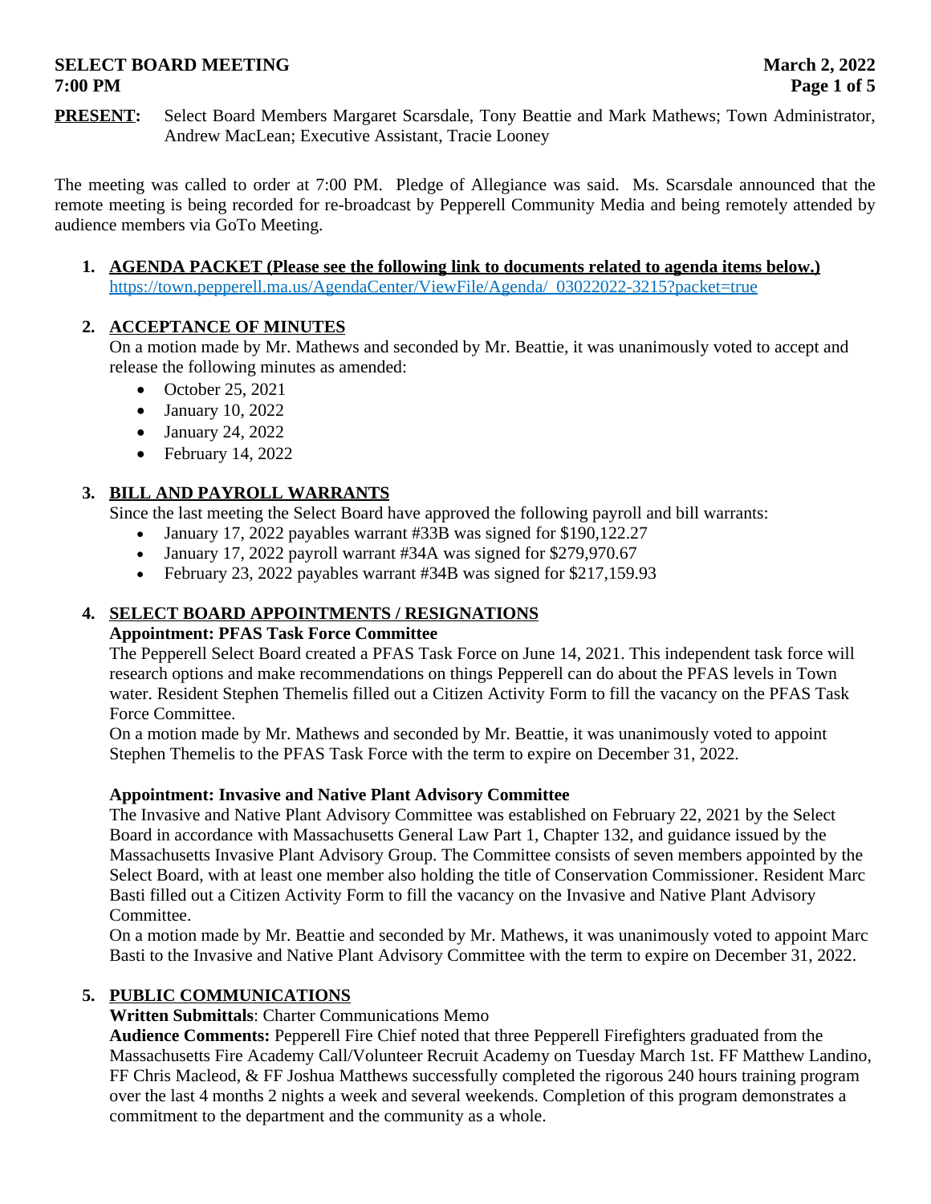**SELECT BOARD MEETING** **March 2, 2022**
**7:00 PM**

**PRESENT:** Select Board Members Margaret Scarsdale, Tony Beattie and Mark Mathews; Town Administrator, Andrew MacLean; Executive Assistant, Tracie Looney

The meeting was called to order at 7:00 PM. Pledge of Allegiance was said. Ms. Scarsdale announced that the remote meeting is being recorded for re-broadcast by Pepperell Community Media and being remotely attended by audience members via GoTo Meeting.

1. **AGENDA PACKET (Please see the following link to documents related to agenda items below.)**
   https://town.pepperell.ma.us/AgendaCenter/ViewFile/Agenda/_03022022-3215?packet=true

2. **ACCEPTANCE OF MINUTES**
   On a motion made by Mr. Mathews and seconded by Mr. Beattie, it was unanimously voted to accept and release the following minutes as amended:
   - October 25, 2021
   - January 10, 2022
   - January 24, 2022
   - February 14, 2022

3. **BILL AND PAYROLL WARRANTS**
   Since the last meeting the Select Board have approved the following payroll and bill warrants:
   - January 17, 2022 payables warrant #33B was signed for $190,122.27
   - January 17, 2022 payroll warrant #34A was signed for $279,970.67
   - February 23, 2022 payables warrant #34B was signed for $217,159.93

4. **SELECT BOARD APPOINTMENTS / RESIGNATIONS**

   **Appointment: PFAS Task Force Committee**
   The Pepperell Select Board created a PFAS Task Force on June 14, 2021. This independent task force will research options and make recommendations on things Pepperell can do about the PFAS levels in Town water. Resident Stephen Themelis filled out a Citizen Activity Form to fill the vacancy on the PFAS Task Force Committee.
   On a motion made by Mr. Mathews and seconded by Mr. Beattie, it was unanimously voted to appoint Stephen Themelis to the PFAS Task Force with the term to expire on December 31, 2022.

   **Appointment: Invasive and Native Plant Advisory Committee**
   The Invasive and Native Plant Advisory Committee was established on February 22, 2021 by the Select Board in accordance with Massachusetts General Law Part 1, Chapter 132, and guidance issued by the Massachusetts Invasive Plant Advisory Group. The Committee consists of seven members appointed by the Select Board, with at least one member also holding the title of Conservation Commissioner. Resident Marc Basti filled out a Citizen Activity Form to fill the vacancy on the Invasive and Native Plant Advisory Committee.
   On a motion made by Mr. Beattie and seconded by Mr. Mathews, it was unanimously voted to appoint Marc Basti to the Invasive and Native Plant Advisory Committee with the term to expire on December 31, 2022.

5. **PUBLIC COMMUNICATIONS**
   **Written Submittals**: Charter Communications Memo
   **Audience Comments:** Pepperell Fire Chief noted that three Pepperell Firefighters graduated from the Massachusetts Fire Academy Call/Volunteer Recruit Academy on Tuesday March 1st. FF Matthew Landino, FF Chris Macleod, & FF Joshua Matthews successfully completed the rigorous 240 hours training program over the last 4 months 2 nights a week and several weekends. Completion of this program demonstrates a commitment to the department and the community as a whole.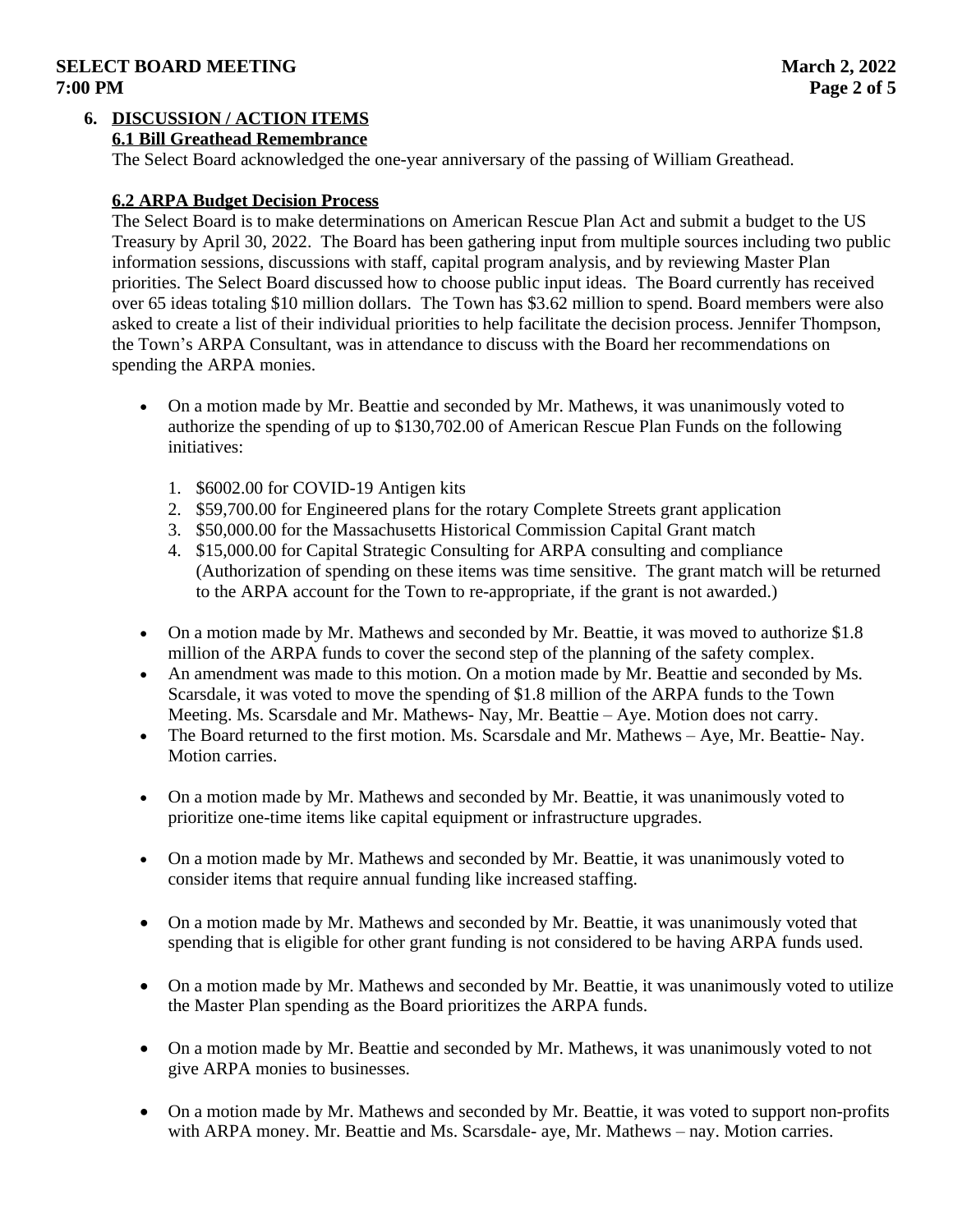## 6. DISCUSSION / ACTION ITEMS

### 6.1 Bill Greathead Remembrance

The Select Board acknowledged the one-year anniversary of the passing of William Greathead.

### 6.2 ARPA Budget Decision Process

The Select Board is to make determinations on American Rescue Plan Act and submit a budget to the US Treasury by April 30, 2022. The Board has been gathering input from multiple sources including two public information sessions, discussions with staff, capital program analysis, and by reviewing Master Plan priorities. The Select Board discussed how to choose public input ideas. The Board currently has received over 65 ideas totaling $10 million dollars. The Town has $3.62 million to spend. Board members were also asked to create a list of their individual priorities to help facilitate the decision process. Jennifer Thompson, the Town's ARPA Consultant, was in attendance to discuss with the Board her recommendations on spending the ARPA monies.

- On a motion made by Mr. Beattie and seconded by Mr. Mathews, it was unanimously voted to authorize the spending of up to $130,702.00 of American Rescue Plan Funds on the following initiatives:

  1. $6002.00 for COVID-19 Antigen kits
  2. $59,700.00 for Engineered plans for the rotary Complete Streets grant application
  3. $50,000.00 for the Massachusetts Historical Commission Capital Grant match
  4. $15,000.00 for Capital Strategic Consulting for ARPA consulting and compliance (Authorization of spending on these items was time sensitive. The grant match will be returned to the ARPA account for the Town to re-appropriate, if the grant is not awarded.)

- On a motion made by Mr. Mathews and seconded by Mr. Beattie, it was moved to authorize $1.8 million of the ARPA funds to cover the second step of the planning of the safety complex.
- An amendment was made to this motion. On a motion made by Mr. Beattie and seconded by Ms. Scarsdale, it was voted to move the spending of $1.8 million of the ARPA funds to the Town Meeting. Ms. Scarsdale and Mr. Mathews- Nay, Mr. Beattie – Aye. Motion does not carry.
- The Board returned to the first motion. Ms. Scarsdale and Mr. Mathews – Aye, Mr. Beattie- Nay. Motion carries.

- On a motion made by Mr. Mathews and seconded by Mr. Beattie, it was unanimously voted to prioritize one-time items like capital equipment or infrastructure upgrades.

- On a motion made by Mr. Mathews and seconded by Mr. Beattie, it was unanimously voted to consider items that require annual funding like increased staffing.

- On a motion made by Mr. Mathews and seconded by Mr. Beattie, it was unanimously voted that spending that is eligible for other grant funding is not considered to be having ARPA funds used.

- On a motion made by Mr. Mathews and seconded by Mr. Beattie, it was unanimously voted to utilize the Master Plan spending as the Board prioritizes the ARPA funds.

- On a motion made by Mr. Beattie and seconded by Mr. Mathews, it was unanimously voted to not give ARPA monies to businesses.

- On a motion made by Mr. Mathews and seconded by Mr. Beattie, it was voted to support non-profits with ARPA money. Mr. Beattie and Ms. Scarsdale- aye, Mr. Mathews – nay. Motion carries.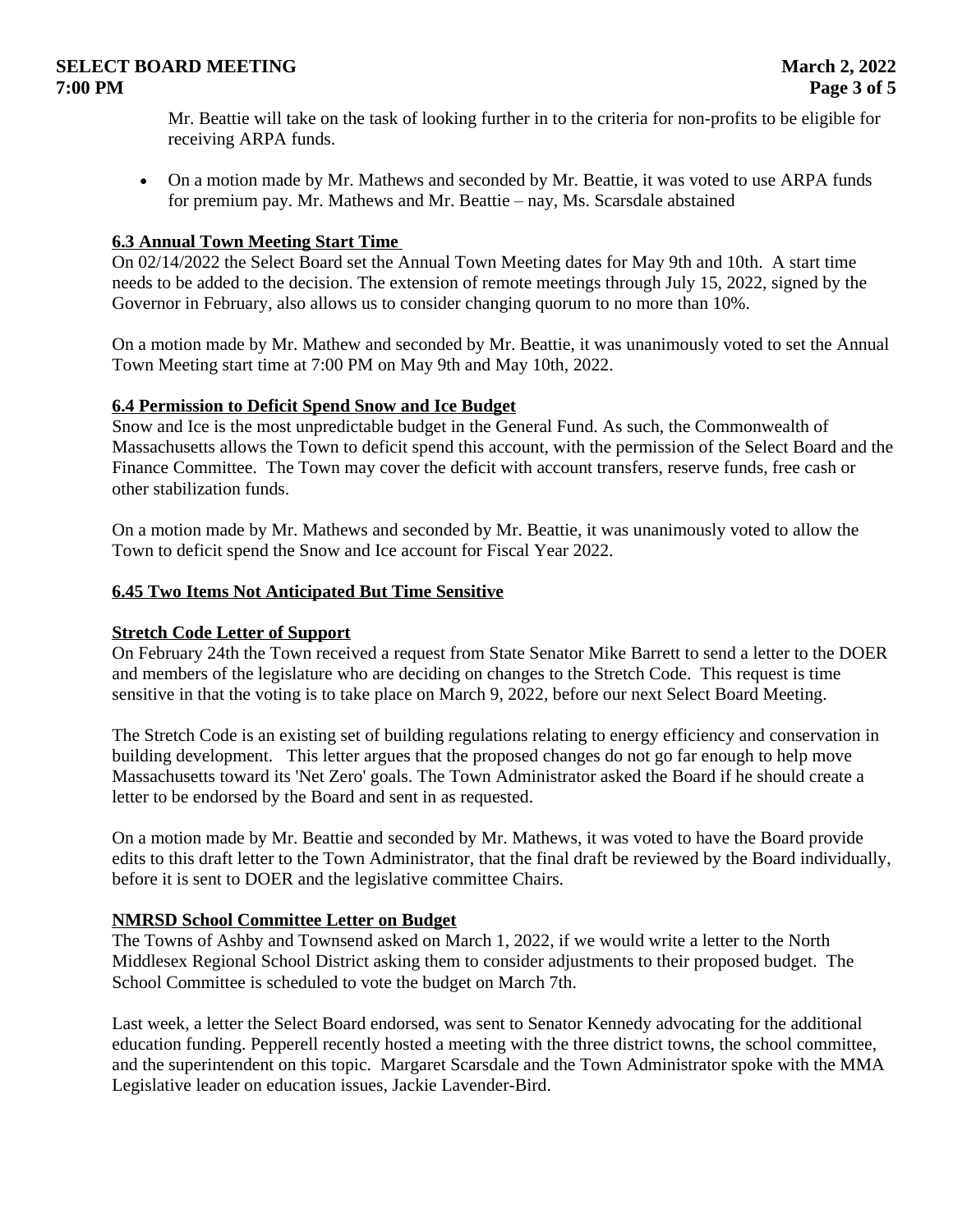Mr. Beattie will take on the task of looking further in to the criteria for non-profits to be eligible for receiving ARPA funds.

- On a motion made by Mr. Mathews and seconded by Mr. Beattie, it was voted to use ARPA funds for premium pay. Mr. Mathews and Mr. Beattie – nay, Ms. Scarsdale abstained

**6.3 Annual Town Meeting Start Time**

On 02/14/2022 the Select Board set the Annual Town Meeting dates for May 9th and 10th. A start time needs to be added to the decision. The extension of remote meetings through July 15, 2022, signed by the Governor in February, also allows us to consider changing quorum to no more than 10%.

On a motion made by Mr. Mathew and seconded by Mr. Beattie, it was unanimously voted to set the Annual Town Meeting start time at 7:00 PM on May 9th and May 10th, 2022.

**6.4 Permission to Deficit Spend Snow and Ice Budget**

Snow and Ice is the most unpredictable budget in the General Fund. As such, the Commonwealth of Massachusetts allows the Town to deficit spend this account, with the permission of the Select Board and the Finance Committee. The Town may cover the deficit with account transfers, reserve funds, free cash or other stabilization funds.

On a motion made by Mr. Mathews and seconded by Mr. Beattie, it was unanimously voted to allow the Town to deficit spend the Snow and Ice account for Fiscal Year 2022.

**6.45 Two Items Not Anticipated But Time Sensitive**

**Stretch Code Letter of Support**

On February 24th the Town received a request from State Senator Mike Barrett to send a letter to the DOER and members of the legislature who are deciding on changes to the Stretch Code. This request is time sensitive in that the voting is to take place on March 9, 2022, before our next Select Board Meeting.

The Stretch Code is an existing set of building regulations relating to energy efficiency and conservation in building development. This letter argues that the proposed changes do not go far enough to help move Massachusetts toward its 'Net Zero' goals. The Town Administrator asked the Board if he should create a letter to be endorsed by the Board and sent in as requested.

On a motion made by Mr. Beattie and seconded by Mr. Mathews, it was voted to have the Board provide edits to this draft letter to the Town Administrator, that the final draft be reviewed by the Board individually, before it is sent to DOER and the legislative committee Chairs.

**NMRSD School Committee Letter on Budget**

The Towns of Ashby and Townsend asked on March 1, 2022, if we would write a letter to the North Middlesex Regional School District asking them to consider adjustments to their proposed budget. The School Committee is scheduled to vote the budget on March 7th.

Last week, a letter the Select Board endorsed, was sent to Senator Kennedy advocating for the additional education funding. Pepperell recently hosted a meeting with the three district towns, the school committee, and the superintendent on this topic. Margaret Scarsdale and the Town Administrator spoke with the MMA Legislative leader on education issues, Jackie Lavender-Bird.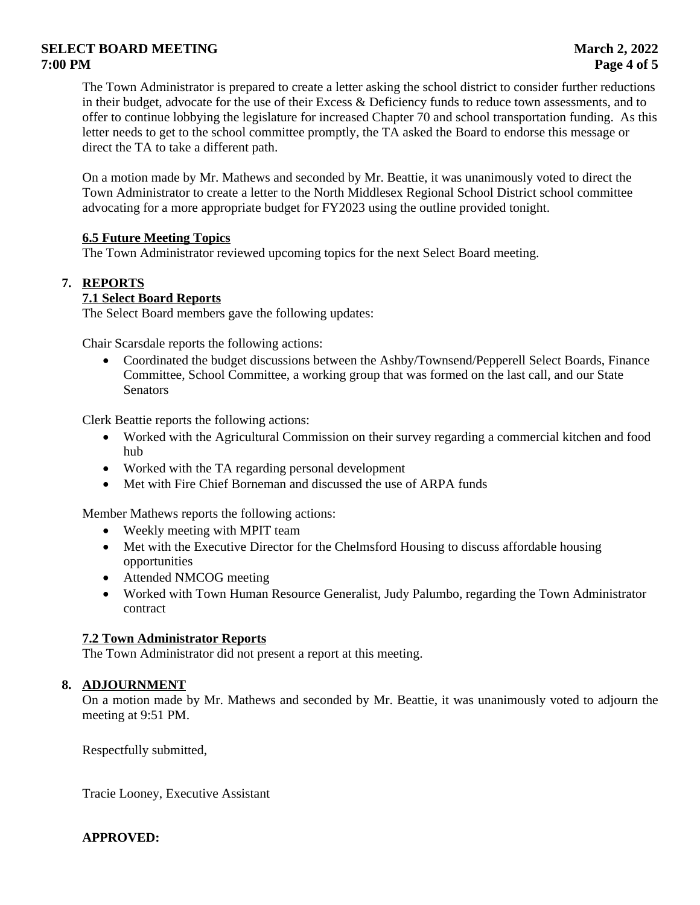The Town Administrator is prepared to create a letter asking the school district to consider further reductions in their budget, advocate for the use of their Excess & Deficiency funds to reduce town assessments, and to offer to continue lobbying the legislature for increased Chapter 70 and school transportation funding. As this letter needs to get to the school committee promptly, the TA asked the Board to endorse this message or direct the TA to take a different path.

On a motion made by Mr. Mathews and seconded by Mr. Beattie, it was unanimously voted to direct the Town Administrator to create a letter to the North Middlesex Regional School District school committee advocating for a more appropriate budget for FY2023 using the outline provided tonight.

### 6.5 Future Meeting Topics

The Town Administrator reviewed upcoming topics for the next Select Board meeting.

## 7. REPORTS

### 7.1 Select Board Reports

The Select Board members gave the following updates:

Chair Scarsdale reports the following actions:

- Coordinated the budget discussions between the Ashby/Townsend/Pepperell Select Boards, Finance Committee, School Committee, a working group that was formed on the last call, and our State Senators

Clerk Beattie reports the following actions:

- Worked with the Agricultural Commission on their survey regarding a commercial kitchen and food hub
- Worked with the TA regarding personal development
- Met with Fire Chief Borneman and discussed the use of ARPA funds

Member Mathews reports the following actions:

- Weekly meeting with MPIT team
- Met with the Executive Director for the Chelmsford Housing to discuss affordable housing opportunities
- Attended NMCOG meeting
- Worked with Town Human Resource Generalist, Judy Palumbo, regarding the Town Administrator contract

### 7.2 Town Administrator Reports

The Town Administrator did not present a report at this meeting.

## 8. ADJOURNMENT

On a motion made by Mr. Mathews and seconded by Mr. Beattie, it was unanimously voted to adjourn the meeting at 9:51 PM.

Respectfully submitted,

Tracie Looney, Executive Assistant

**APPROVED:**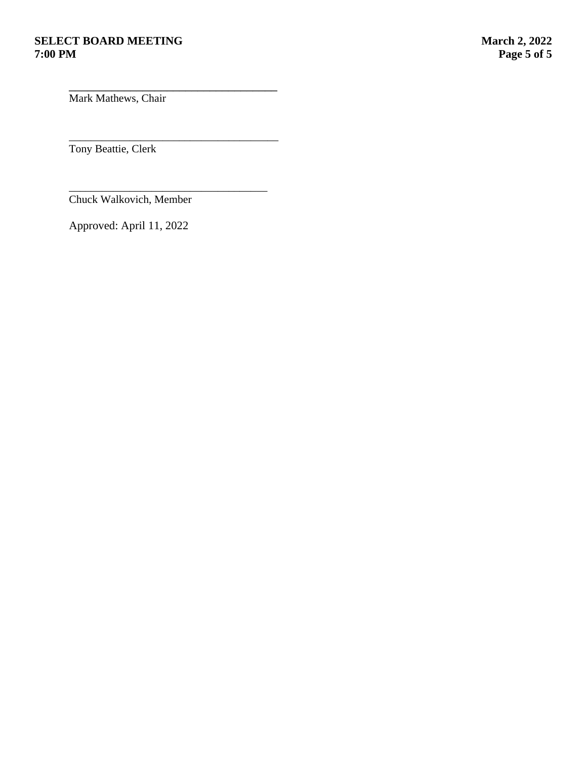_____________________________________
Mark Mathews, Chair

_____________________________________
Tony Beattie, Clerk

___________________________________
Chuck Walkovich, Member

Approved: April 11, 2022